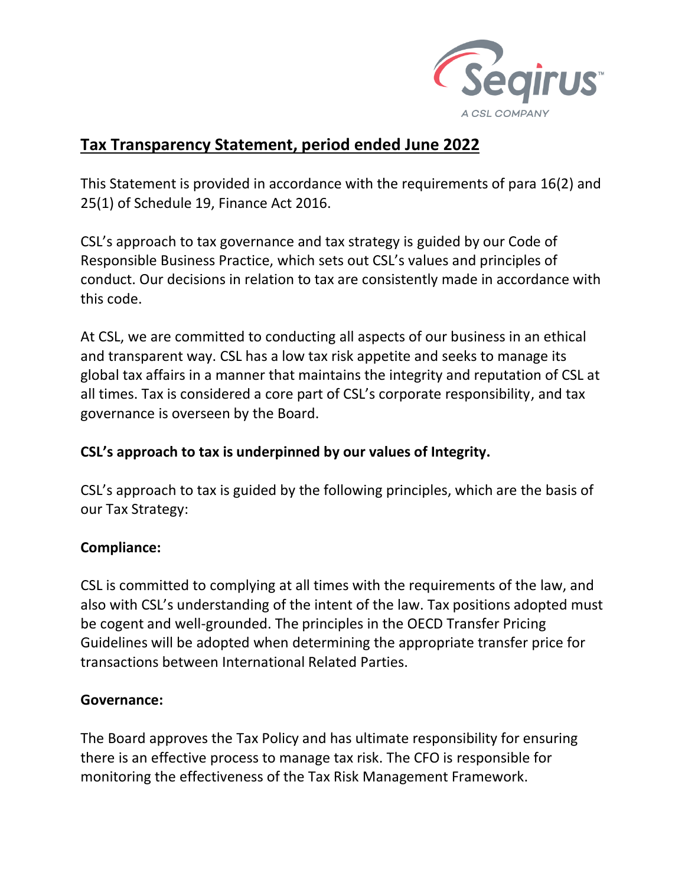# Tax Transparency Statement, period ended June 2022

This Statement is provided in accordance with the requirements of para 16(2) and 25(1) of Schedule 19, Finance Act 2016.

CSL's approach to tax governance and tax strategy is guided by our Code of Responsible Business Practice, which sets out CSL's values and principles of conduct. Our decisions in relation to tax are consistently made in accordance with this code.

At CSL, we are committed to conducting all aspects of our business in an ethical and transparent way. CSL has a low tax risk appetite and seeks to manage its global tax affairs in a manner that maintains the integrity and reputation of CSL at all times. Tax is considered a core part of CSL's corporate responsibility, and tax governance is overseen by the Board.

**CSL's approach to tax is underpinned by our values of Integrity.**

CSL's approach to tax is guided by the following principles, which are the basis of our Tax Strategy:

**Compliance:**

CSL is committed to complying at all times with the requirements of the law, and also with CSL's understanding of the intent of the law. Tax positions adopted must be cogent and well-grounded. The principles in the OECD Transfer Pricing Guidelines will be adopted when determining the appropriate transfer price for transactions between International Related Parties.

**Governance:**

The Board approves the Tax Policy and has ultimate responsibility for ensuring there is an effective process to manage tax risk. The CFO is responsible for monitoring the effectiveness of the Tax Risk Management Framework.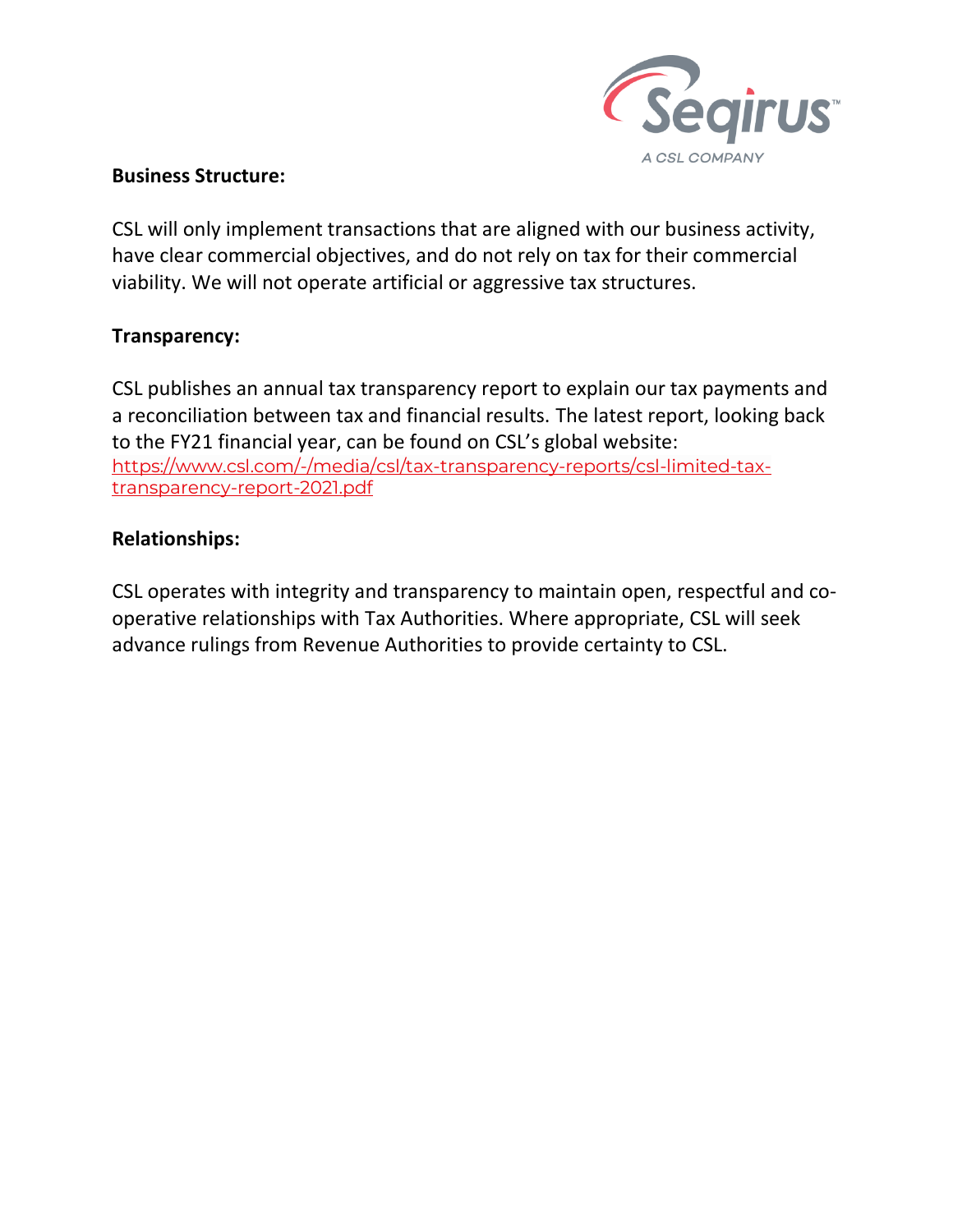**Business Structure:**

CSL will only implement transactions that are aligned with our business activity, have clear commercial objectives, and do not rely on tax for their commercial viability. We will not operate artificial or aggressive tax structures.

**Transparency:**

CSL publishes an annual tax transparency report to explain our tax payments and a reconciliation between tax and financial results. The latest report, looking back to the FY21 financial year, can be found on CSL's global website: https://www.csl.com/-/media/csl/tax-transparency-reports/csl-limited-tax-transparency-report-2021.pdf

**Relationships:**

CSL operates with integrity and transparency to maintain open, respectful and co-operative relationships with Tax Authorities. Where appropriate, CSL will seek advance rulings from Revenue Authorities to provide certainty to CSL.